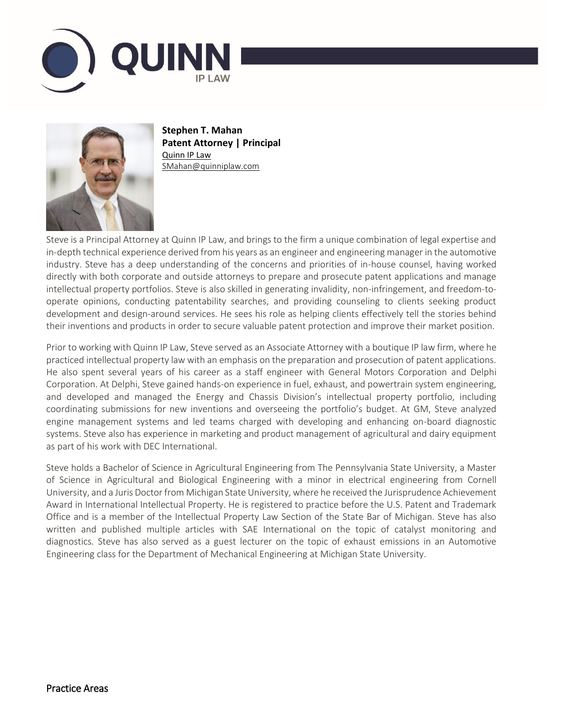**Stephen T. Mahan**
**Patent Attorney | Principal**
Quinn IP Law
SMahan@quinniplaw.com

Steve is a Principal Attorney at Quinn IP Law, and brings to the firm a unique combination of legal expertise and in-depth technical experience derived from his years as an engineer and engineering manager in the automotive industry. Steve has a deep understanding of the concerns and priorities of in-house counsel, having worked directly with both corporate and outside attorneys to prepare and prosecute patent applications and manage intellectual property portfolios. Steve is also skilled in generating invalidity, non-infringement, and freedom-to-operate opinions, conducting patentability searches, and providing counseling to clients seeking product development and design-around services. He sees his role as helping clients effectively tell the stories behind their inventions and products in order to secure valuable patent protection and improve their market position.

Prior to working with Quinn IP Law, Steve served as an Associate Attorney with a boutique IP law firm, where he practiced intellectual property law with an emphasis on the preparation and prosecution of patent applications. He also spent several years of his career as a staff engineer with General Motors Corporation and Delphi Corporation. At Delphi, Steve gained hands-on experience in fuel, exhaust, and powertrain system engineering, and developed and managed the Energy and Chassis Division's intellectual property portfolio, including coordinating submissions for new inventions and overseeing the portfolio's budget. At GM, Steve analyzed engine management systems and led teams charged with developing and enhancing on-board diagnostic systems. Steve also has experience in marketing and product management of agricultural and dairy equipment as part of his work with DEC International.

Steve holds a Bachelor of Science in Agricultural Engineering from The Pennsylvania State University, a Master of Science in Agricultural and Biological Engineering with a minor in electrical engineering from Cornell University, and a Juris Doctor from Michigan State University, where he received the Jurisprudence Achievement Award in International Intellectual Property. He is registered to practice before the U.S. Patent and Trademark Office and is a member of the Intellectual Property Law Section of the State Bar of Michigan. Steve has also written and published multiple articles with SAE International on the topic of catalyst monitoring and diagnostics. Steve has also served as a guest lecturer on the topic of exhaust emissions in an Automotive Engineering class for the Department of Mechanical Engineering at Michigan State University.

## Practice Areas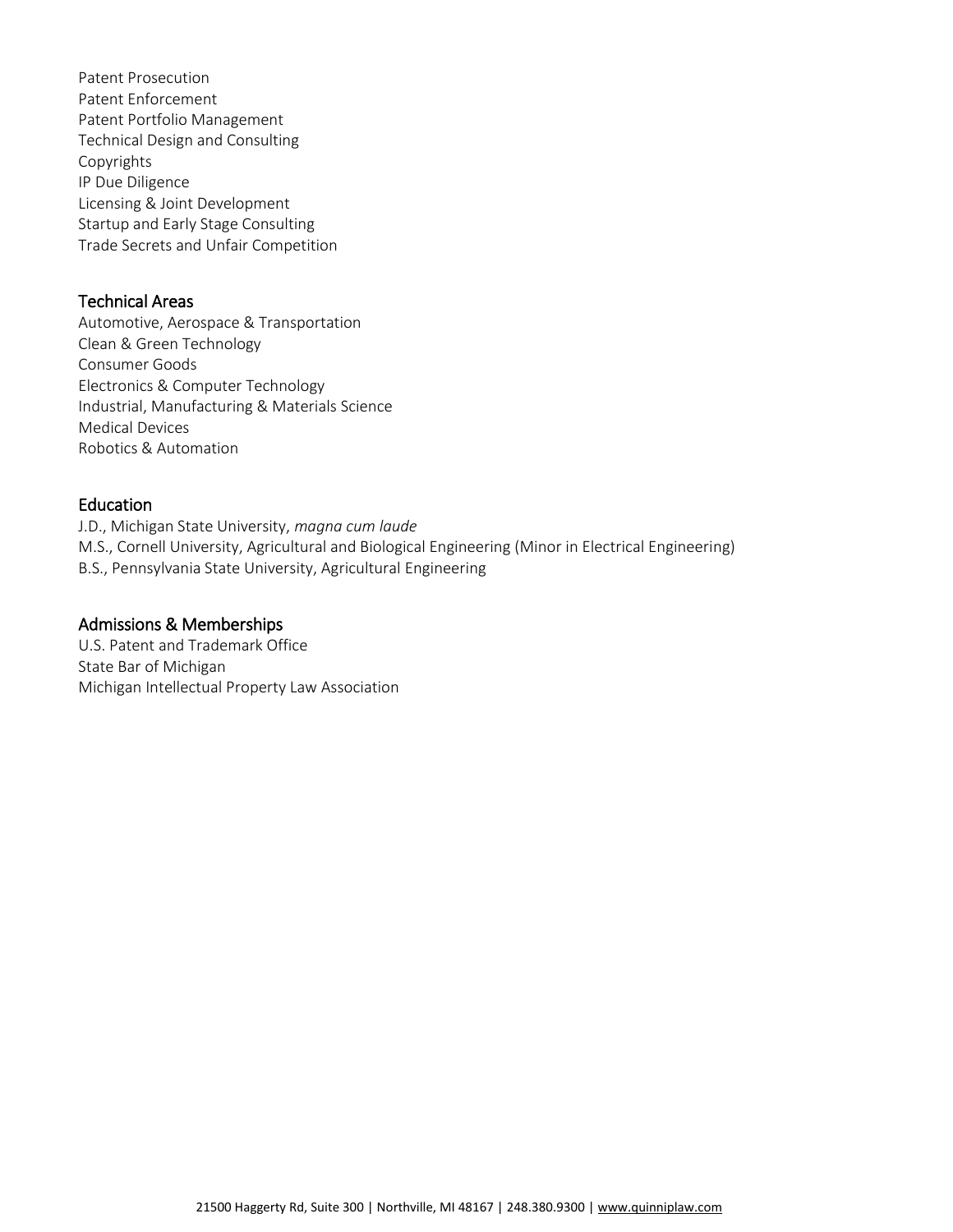Patent Prosecution
Patent Enforcement
Patent Portfolio Management
Technical Design and Consulting
Copyrights
IP Due Diligence
Licensing & Joint Development
Startup and Early Stage Consulting
Trade Secrets and Unfair Competition

## Technical Areas

Automotive, Aerospace & Transportation
Clean & Green Technology
Consumer Goods
Electronics & Computer Technology
Industrial, Manufacturing & Materials Science
Medical Devices
Robotics & Automation

## Education

J.D., Michigan State University, *magna cum laude*
M.S., Cornell University, Agricultural and Biological Engineering (Minor in Electrical Engineering)
B.S., Pennsylvania State University, Agricultural Engineering

## Admissions & Memberships

U.S. Patent and Trademark Office
State Bar of Michigan
Michigan Intellectual Property Law Association

21500 Haggerty Rd, Suite 300 | Northville, MI 48167 | 248.380.9300 | www.quinniplaw.com